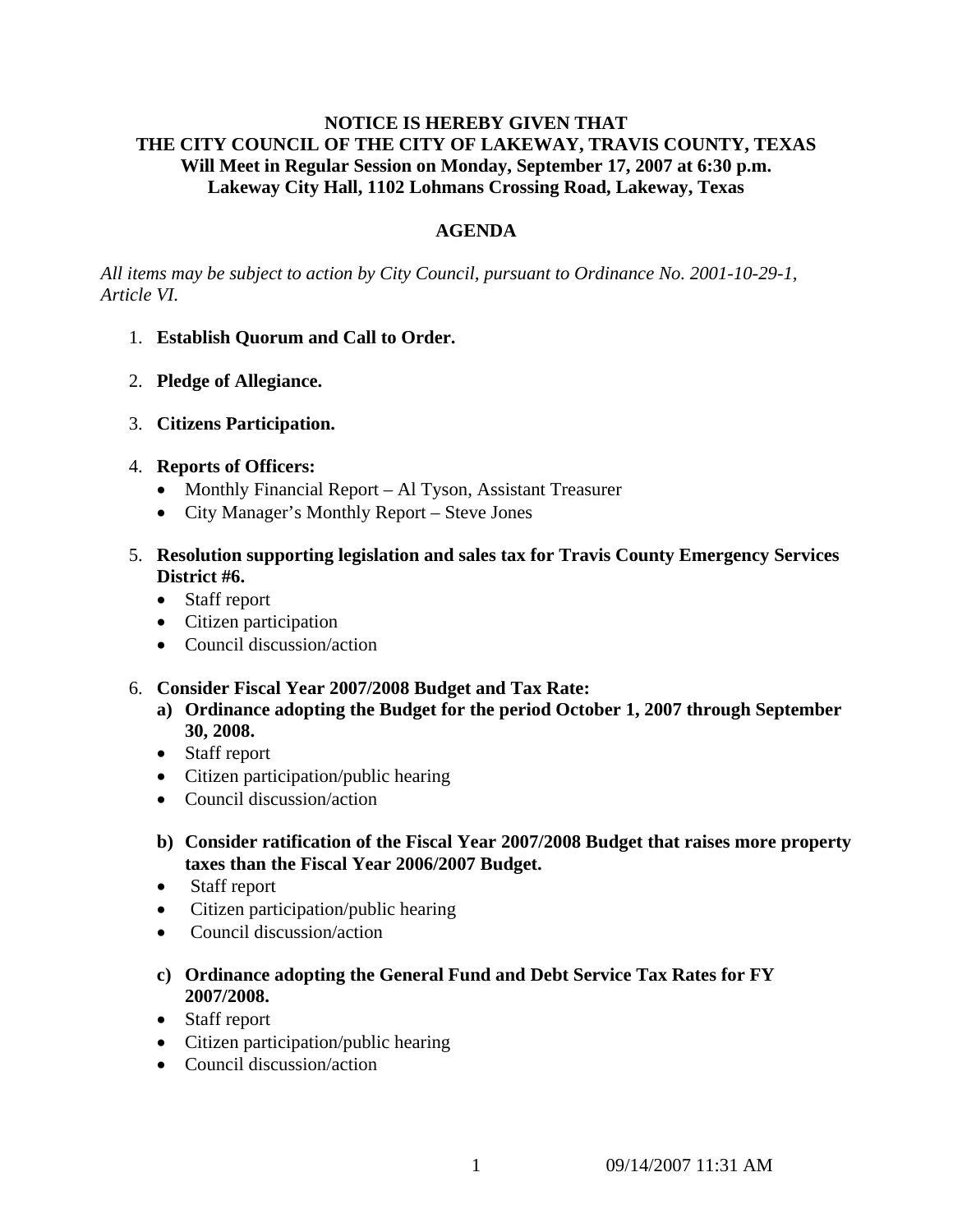**NOTICE IS HEREBY GIVEN THAT**
**THE CITY COUNCIL OF THE CITY OF LAKEWAY, TRAVIS COUNTY, TEXAS**
**Will Meet in Regular Session on Monday, September 17, 2007 at 6:30 p.m.**
**Lakeway City Hall, 1102 Lohmans Crossing Road, Lakeway, Texas**

## AGENDA

*All items may be subject to action by City Council, pursuant to Ordinance No. 2001-10-29-1, Article VI.*

1. **Establish Quorum and Call to Order.**

2. **Pledge of Allegiance.**

3. **Citizens Participation.**

4. **Reports of Officers:**
   - Monthly Financial Report – Al Tyson, Assistant Treasurer
   - City Manager's Monthly Report – Steve Jones

5. **Resolution supporting legislation and sales tax for Travis County Emergency Services District #6.**
   - Staff report
   - Citizen participation
   - Council discussion/action

6. **Consider Fiscal Year 2007/2008 Budget and Tax Rate:**

   **a) Ordinance adopting the Budget for the period October 1, 2007 through September 30, 2008.**
   - Staff report
   - Citizen participation/public hearing
   - Council discussion/action

   **b) Consider ratification of the Fiscal Year 2007/2008 Budget that raises more property taxes than the Fiscal Year 2006/2007 Budget.**
   - Staff report
   - Citizen participation/public hearing
   - Council discussion/action

   **c) Ordinance adopting the General Fund and Debt Service Tax Rates for FY 2007/2008.**
   - Staff report
   - Citizen participation/public hearing
   - Council discussion/action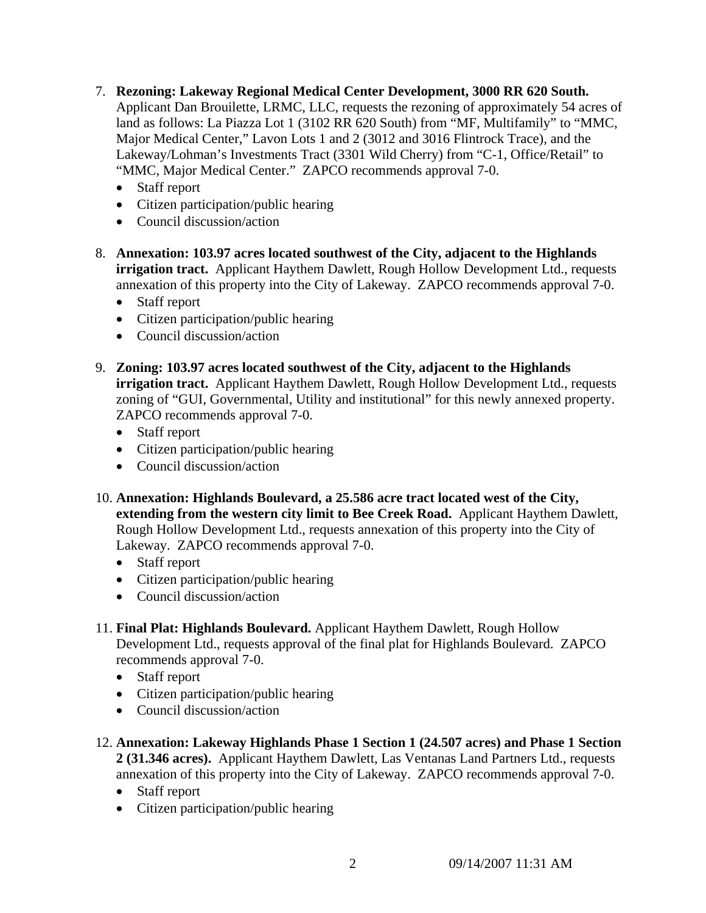7. **Rezoning: Lakeway Regional Medical Center Development, 3000 RR 620 South.** Applicant Dan Brouilette, LRMC, LLC, requests the rezoning of approximately 54 acres of land as follows: La Piazza Lot 1 (3102 RR 620 South) from "MF, Multifamily" to "MMC, Major Medical Center," Lavon Lots 1 and 2 (3012 and 3016 Flintrock Trace), and the Lakeway/Lohman's Investments Tract (3301 Wild Cherry) from "C-1, Office/Retail" to "MMC, Major Medical Center." ZAPCO recommends approval 7-0.
   - Staff report
   - Citizen participation/public hearing
   - Council discussion/action

8. **Annexation: 103.97 acres located southwest of the City, adjacent to the Highlands irrigation tract.** Applicant Haythem Dawlett, Rough Hollow Development Ltd., requests annexation of this property into the City of Lakeway. ZAPCO recommends approval 7-0.
   - Staff report
   - Citizen participation/public hearing
   - Council discussion/action

9. **Zoning: 103.97 acres located southwest of the City, adjacent to the Highlands irrigation tract.** Applicant Haythem Dawlett, Rough Hollow Development Ltd., requests zoning of "GUI, Governmental, Utility and institutional" for this newly annexed property. ZAPCO recommends approval 7-0.
   - Staff report
   - Citizen participation/public hearing
   - Council discussion/action

10. **Annexation: Highlands Boulevard, a 25.586 acre tract located west of the City, extending from the western city limit to Bee Creek Road.** Applicant Haythem Dawlett, Rough Hollow Development Ltd., requests annexation of this property into the City of Lakeway. ZAPCO recommends approval 7-0.
    - Staff report
    - Citizen participation/public hearing
    - Council discussion/action

11. **Final Plat: Highlands Boulevard.** Applicant Haythem Dawlett, Rough Hollow Development Ltd., requests approval of the final plat for Highlands Boulevard. ZAPCO recommends approval 7-0.
    - Staff report
    - Citizen participation/public hearing
    - Council discussion/action

12. **Annexation: Lakeway Highlands Phase 1 Section 1 (24.507 acres) and Phase 1 Section 2 (31.346 acres).** Applicant Haythem Dawlett, Las Ventanas Land Partners Ltd., requests annexation of this property into the City of Lakeway. ZAPCO recommends approval 7-0.
    - Staff report
    - Citizen participation/public hearing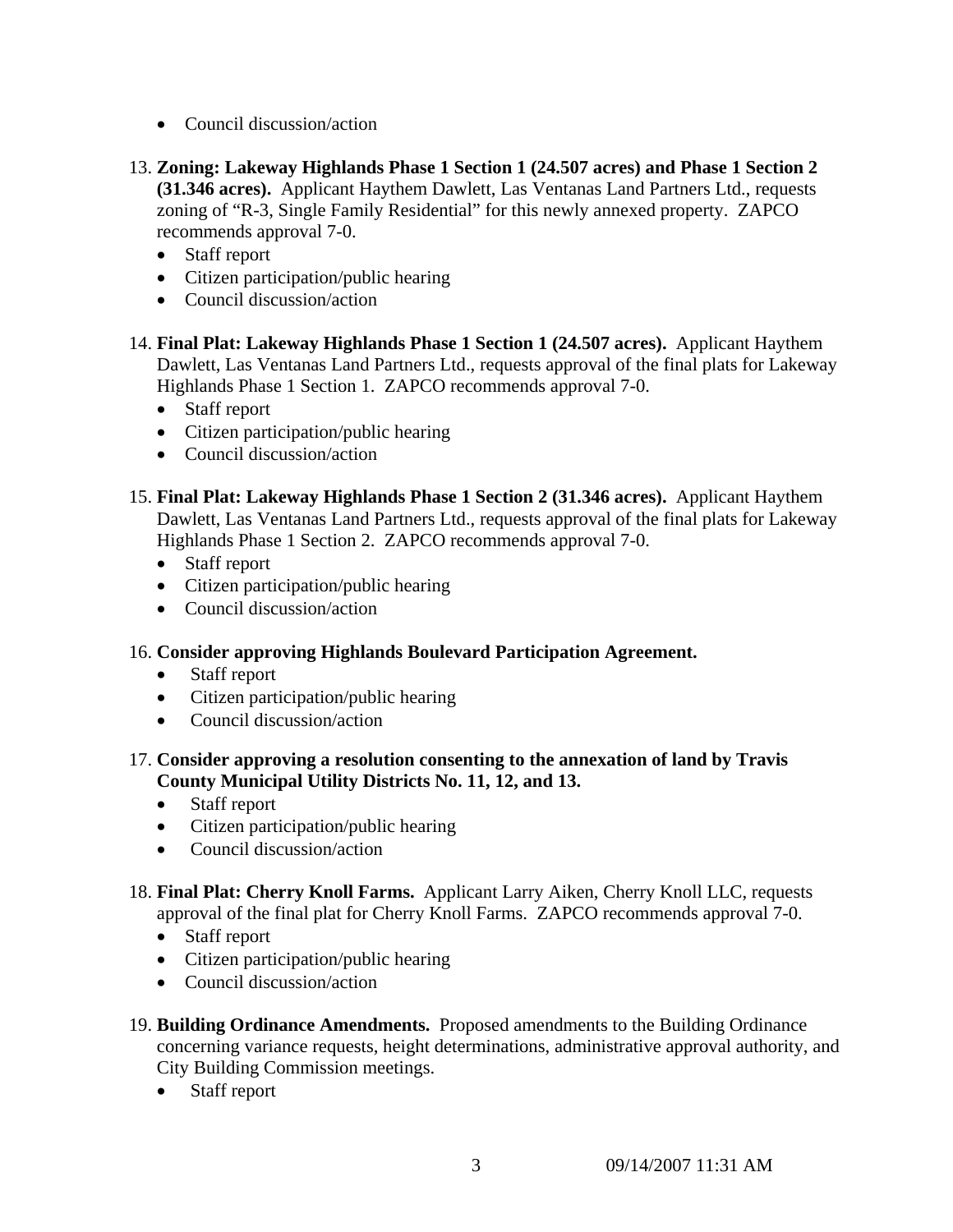- Council discussion/action

13. **Zoning: Lakeway Highlands Phase 1 Section 1 (24.507 acres) and Phase 1 Section 2 (31.346 acres).** Applicant Haythem Dawlett, Las Ventanas Land Partners Ltd., requests zoning of "R-3, Single Family Residential" for this newly annexed property. ZAPCO recommends approval 7-0.
    - Staff report
    - Citizen participation/public hearing
    - Council discussion/action

14. **Final Plat: Lakeway Highlands Phase 1 Section 1 (24.507 acres).** Applicant Haythem Dawlett, Las Ventanas Land Partners Ltd., requests approval of the final plats for Lakeway Highlands Phase 1 Section 1. ZAPCO recommends approval 7-0.
    - Staff report
    - Citizen participation/public hearing
    - Council discussion/action

15. **Final Plat: Lakeway Highlands Phase 1 Section 2 (31.346 acres).** Applicant Haythem Dawlett, Las Ventanas Land Partners Ltd., requests approval of the final plats for Lakeway Highlands Phase 1 Section 2. ZAPCO recommends approval 7-0.
    - Staff report
    - Citizen participation/public hearing
    - Council discussion/action

16. **Consider approving Highlands Boulevard Participation Agreement.**
    - Staff report
    - Citizen participation/public hearing
    - Council discussion/action

17. **Consider approving a resolution consenting to the annexation of land by Travis County Municipal Utility Districts No. 11, 12, and 13.**
    - Staff report
    - Citizen participation/public hearing
    - Council discussion/action

18. **Final Plat: Cherry Knoll Farms.** Applicant Larry Aiken, Cherry Knoll LLC, requests approval of the final plat for Cherry Knoll Farms. ZAPCO recommends approval 7-0.
    - Staff report
    - Citizen participation/public hearing
    - Council discussion/action

19. **Building Ordinance Amendments.** Proposed amendments to the Building Ordinance concerning variance requests, height determinations, administrative approval authority, and City Building Commission meetings.
    - Staff report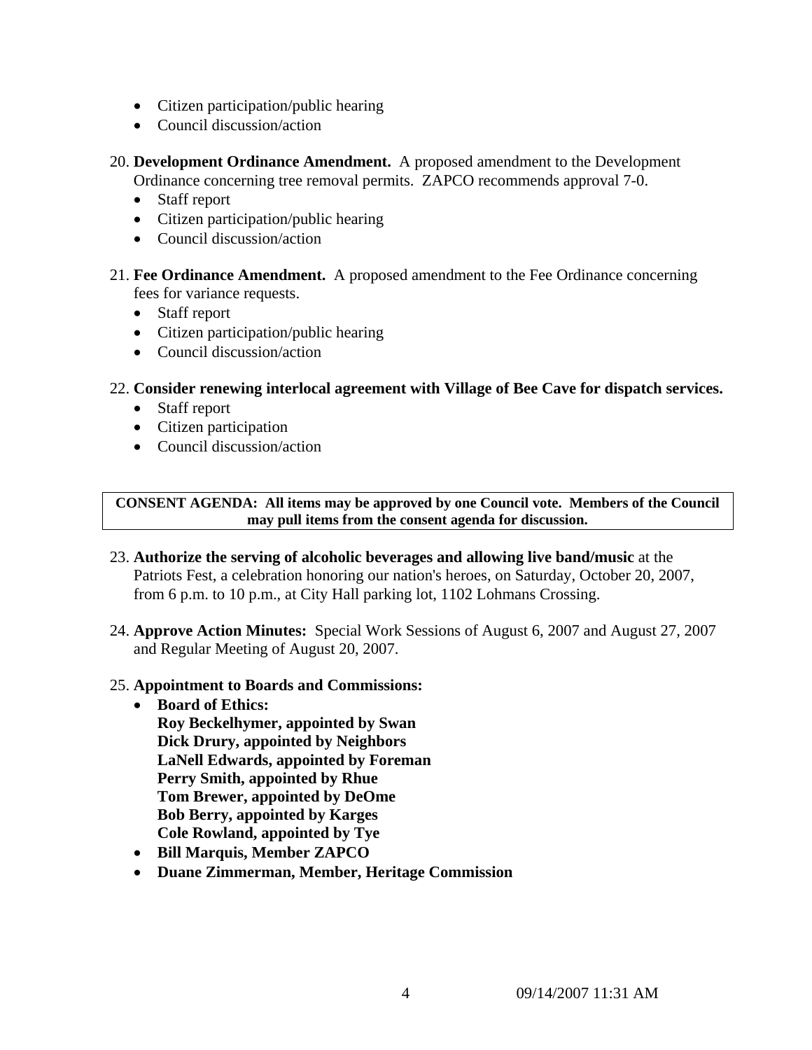- Citizen participation/public hearing
- Council discussion/action

20. **Development Ordinance Amendment.** A proposed amendment to the Development Ordinance concerning tree removal permits. ZAPCO recommends approval 7-0.
    - Staff report
    - Citizen participation/public hearing
    - Council discussion/action

21. **Fee Ordinance Amendment.** A proposed amendment to the Fee Ordinance concerning fees for variance requests.
    - Staff report
    - Citizen participation/public hearing
    - Council discussion/action

22. **Consider renewing interlocal agreement with Village of Bee Cave for dispatch services.**
    - Staff report
    - Citizen participation
    - Council discussion/action

**CONSENT AGENDA: All items may be approved by one Council vote. Members of the Council may pull items from the consent agenda for discussion.**

23. **Authorize the serving of alcoholic beverages and allowing live band/music** at the Patriots Fest, a celebration honoring our nation's heroes, on Saturday, October 20, 2007, from 6 p.m. to 10 p.m., at City Hall parking lot, 1102 Lohmans Crossing.

24. **Approve Action Minutes:** Special Work Sessions of August 6, 2007 and August 27, 2007 and Regular Meeting of August 20, 2007.

25. **Appointment to Boards and Commissions:**
    - **Board of Ethics:**
      **Roy Beckelhymer, appointed by Swan**
      **Dick Drury, appointed by Neighbors**
      **LaNell Edwards, appointed by Foreman**
      **Perry Smith, appointed by Rhue**
      **Tom Brewer, appointed by DeOme**
      **Bob Berry, appointed by Karges**
      **Cole Rowland, appointed by Tye**
    - **Bill Marquis, Member ZAPCO**
    - **Duane Zimmerman, Member, Heritage Commission**

09/14/2007 11:31 AM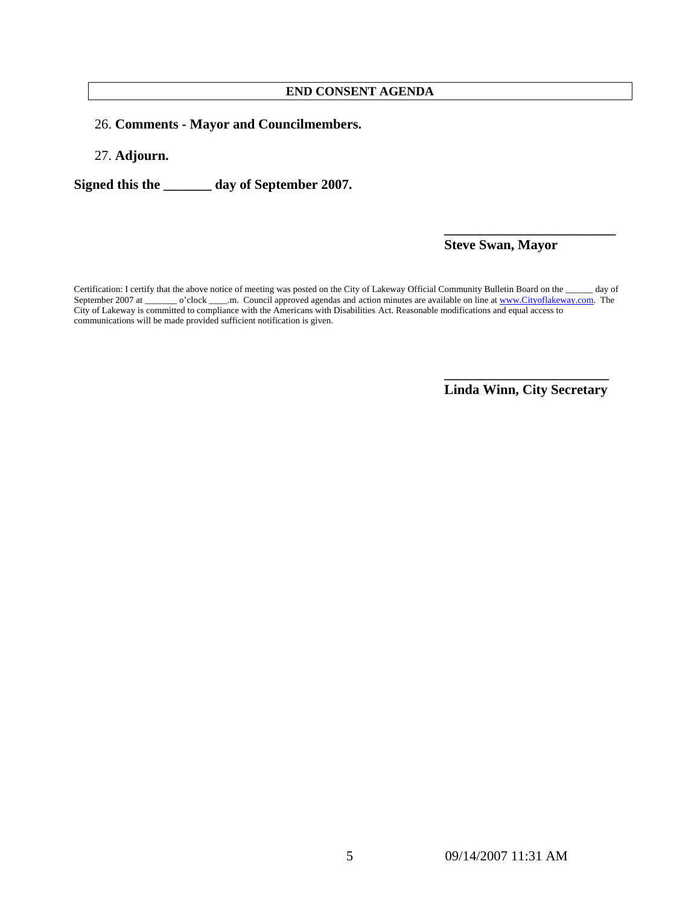**END CONSENT AGENDA**

26. **Comments - Mayor and Councilmembers.**

27. **Adjourn.**

**Signed this the _______ day of September 2007.**

**_________________________**
**Steve Swan, Mayor**

Certification: I certify that the above notice of meeting was posted on the City of Lakeway Official Community Bulletin Board on the ______ day of September 2007 at _______ o'clock ____.m. Council approved agendas and action minutes are available on line at www.Cityoflakeway.com. The City of Lakeway is committed to compliance with the Americans with Disabilities Act. Reasonable modifications and equal access to communications will be made provided sufficient notification is given.

**_________________________**
**Linda Winn, City Secretary**

09/14/2007 11:31 AM